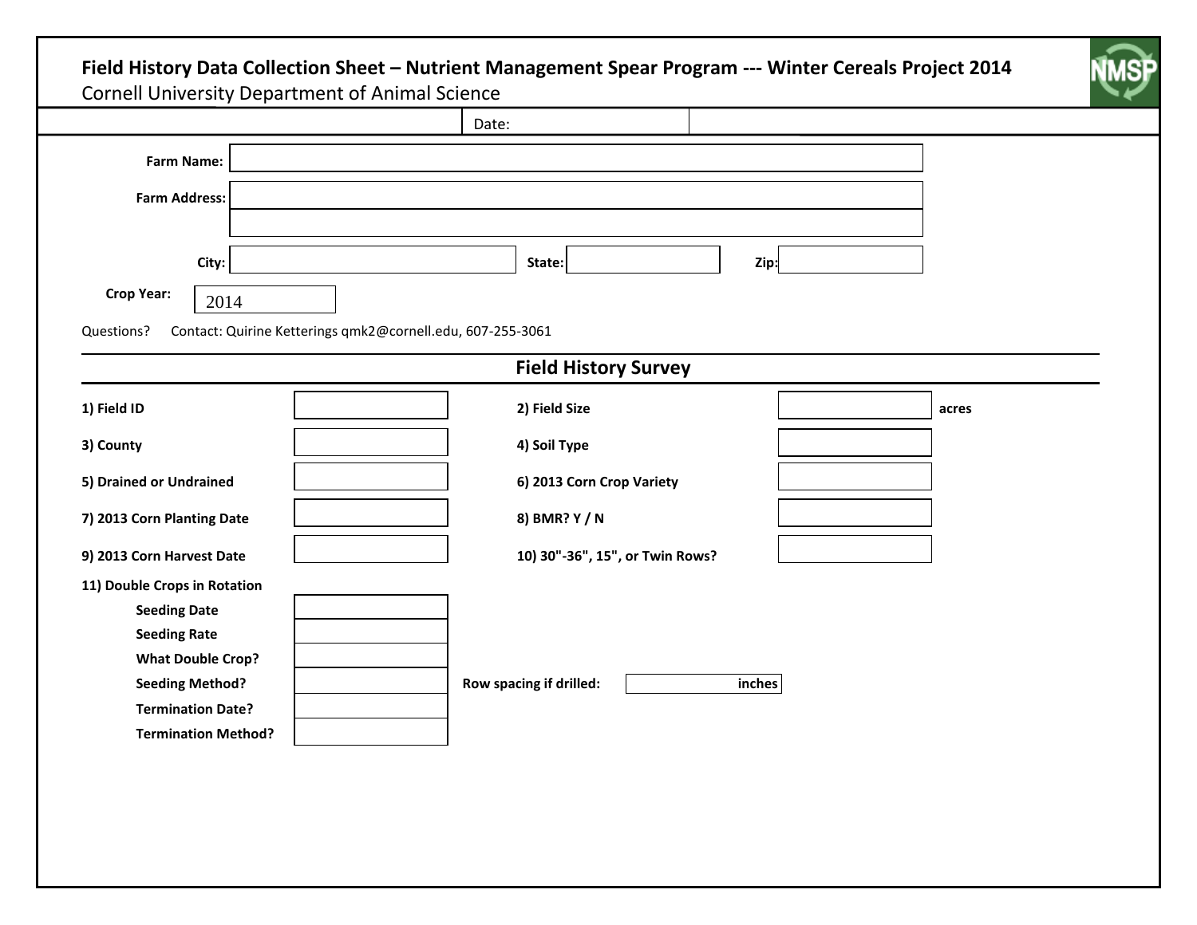# Field History Data Collection Sheet – Nutrient Management Spear Program --- Winter Cereals Project 2014

Cornell University Department of Animal Science

NMSP

Date:

**Farm Name:**

**Farm Address:**

**City:** **State:** **Zip:**

**Crop Year:** 2014

Questions? Contact: Quirine Ketterings qmk2@cornell.edu, 607-255-3061

## Field History Survey

| | | | | |
|---|---|---|---|---|
| **1) Field ID** | | **2) Field Size** | | **acres** |
| **3) County** | | **4) Soil Type** | | |
| **5) Drained or Undrained** | | **6) 2013 Corn Crop Variety** | | |
| **7) 2013 Corn Planting Date** | | **8) BMR? Y / N** | | |
| **9) 2013 Corn Harvest Date** | | **10) 30"-36", 15", or Twin Rows?** | | |

**11) Double Crops in Rotation**

| | | | |
|---|---|---|---|
| **Seeding Date** | | | |
| **Seeding Rate** | | | |
| **What Double Crop?** | | | |
| **Seeding Method?** | | **Row spacing if drilled:** | inches |
| **Termination Date?** | | | |
| **Termination Method?** | | | |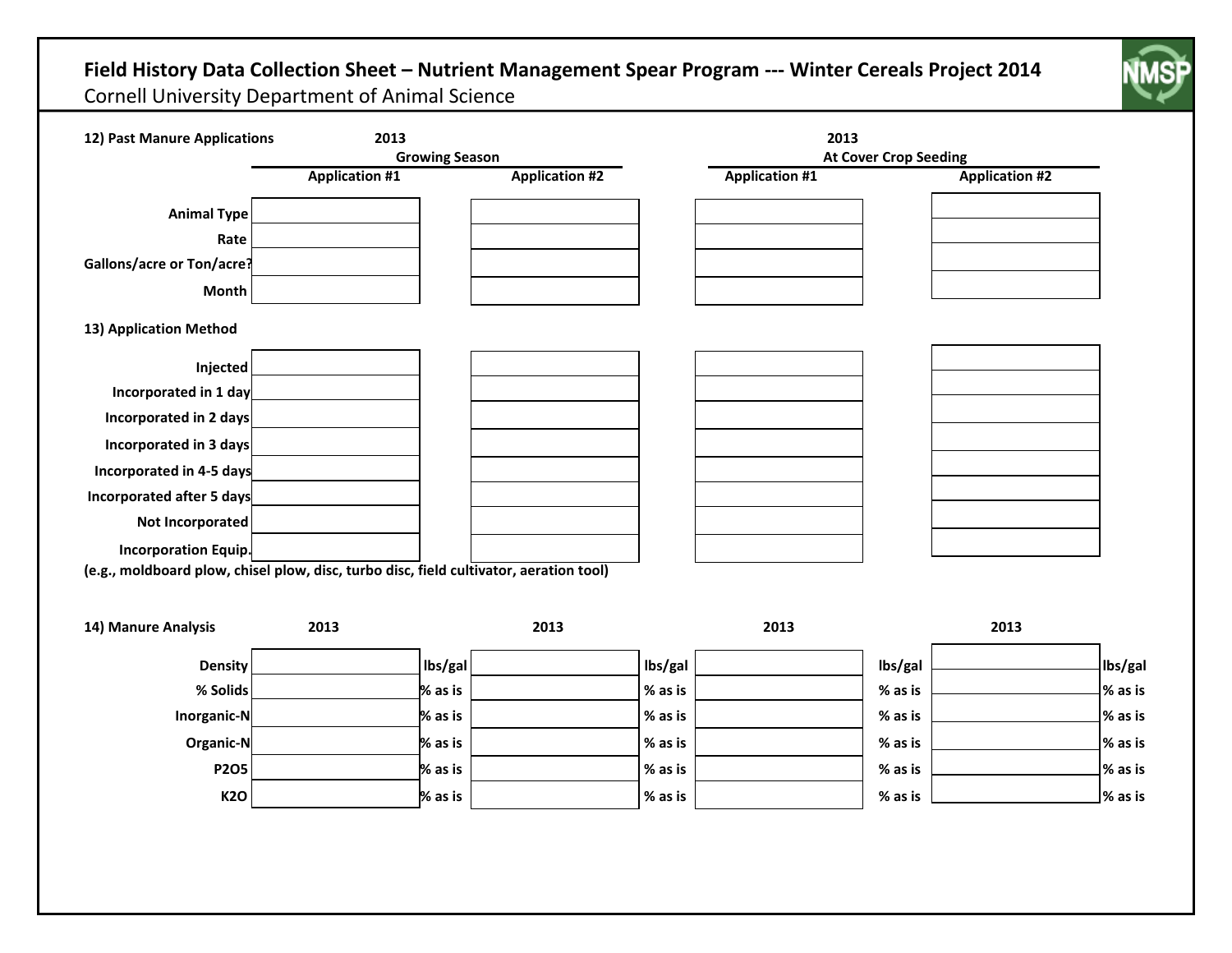## Field History Data Collection Sheet – Nutrient Management Spear Program --- Winter Cereals Project 2014

Cornell University Department of Animal Science

NMSP

**12) Past Manure Applications**

| | 2013 Growing Season | | 2013 At Cover Crop Seeding | |
|---|---|---|---|---|
| | **Application #1** | **Application #2** | **Application #1** | **Application #2** |
| **Animal Type** | | | | |
| **Rate** | | | | |
| **Gallons/acre or Ton/acre?** | | | | |
| **Month** | | | | |

**13) Application Method**

| | | | | |
|---|---|---|---|---|
| **Injected** | | | | |
| **Incorporated in 1 day** | | | | |
| **Incorporated in 2 days** | | | | |
| **Incorporated in 3 days** | | | | |
| **Incorporated in 4-5 days** | | | | |
| **Incorporated after 5 days** | | | | |
| **Not Incorporated** | | | | |
| **Incorporation Equip.** | | | | |

**(e.g., moldboard plow, chisel plow, disc, turbo disc, field cultivator, aeration tool)**

**14) Manure Analysis**

| | 2013 | | 2013 | | 2013 | | 2013 | |
|---|---|---|---|---|---|---|---|---|
| **Density** | | **lbs/gal** | | **lbs/gal** | | **lbs/gal** | | **lbs/gal** |
| **% Solids** | | **% as is** | | **% as is** | | **% as is** | | **% as is** |
| **Inorganic-N** | | **% as is** | | **% as is** | | **% as is** | | **% as is** |
| **Organic-N** | | **% as is** | | **% as is** | | **% as is** | | **% as is** |
| **$P_2O_5$** | | **% as is** | | **% as is** | | **% as is** | | **% as is** |
| **$K_2O$** | | **% as is** | | **% as is** | | **% as is** | | **% as is** |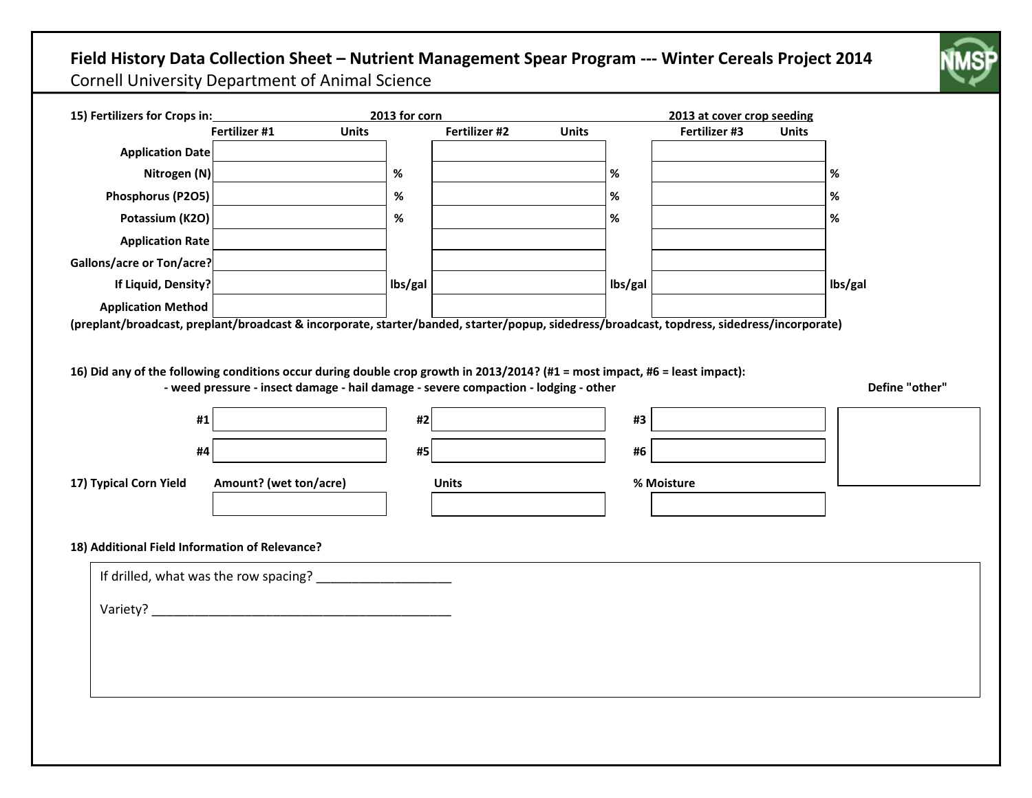# Field History Data Collection Sheet – Nutrient Management Spear Program --- Winter Cereals Project 2014

Cornell University Department of Animal Science

**15) Fertilizers for Crops in:** 2013 for corn — 2013 at cover crop seeding

| | Fertilizer #1 | Units | Fertilizer #2 | Units | Fertilizer #3 | Units |
|---|---|---|---|---|---|---|
| **Application Date** | | | | | | |
| **Nitrogen (N)** | | % | | % | | % |
| **Phosphorus ($P_2O_5$)** | | % | | % | | % |
| **Potassium ($K_2O$)** | | % | | % | | % |
| **Application Rate** | | | | | | |
| **Gallons/acre or Ton/acre?** | | | | | | |
| **If Liquid, Density?** | | lbs/gal | | lbs/gal | | lbs/gal |
| **Application Method** | | | | | | |

**(preplant/broadcast, preplant/broadcast & incorporate, starter/banded, starter/popup, sidedress/broadcast, topdress, sidedress/incorporate)**

**16) Did any of the following conditions occur during double crop growth in 2013/2014? (#1 = most impact, #6 = least impact):**

**- weed pressure - insect damage - hail damage - severe compaction - lodging - other**

| | | | | | | Define "other" |
|---|---|---|---|---|---|---|
| **#1** | | **#2** | | **#3** | | |
| **#4** | | **#5** | | **#6** | | |

**17) Typical Corn Yield**

| Amount? (wet ton/acre) | Units | % Moisture |
|---|---|---|
| | | |

**18) Additional Field Information of Relevance?**

If drilled, what was the row spacing? ___________________

Variety? ____________________________________________